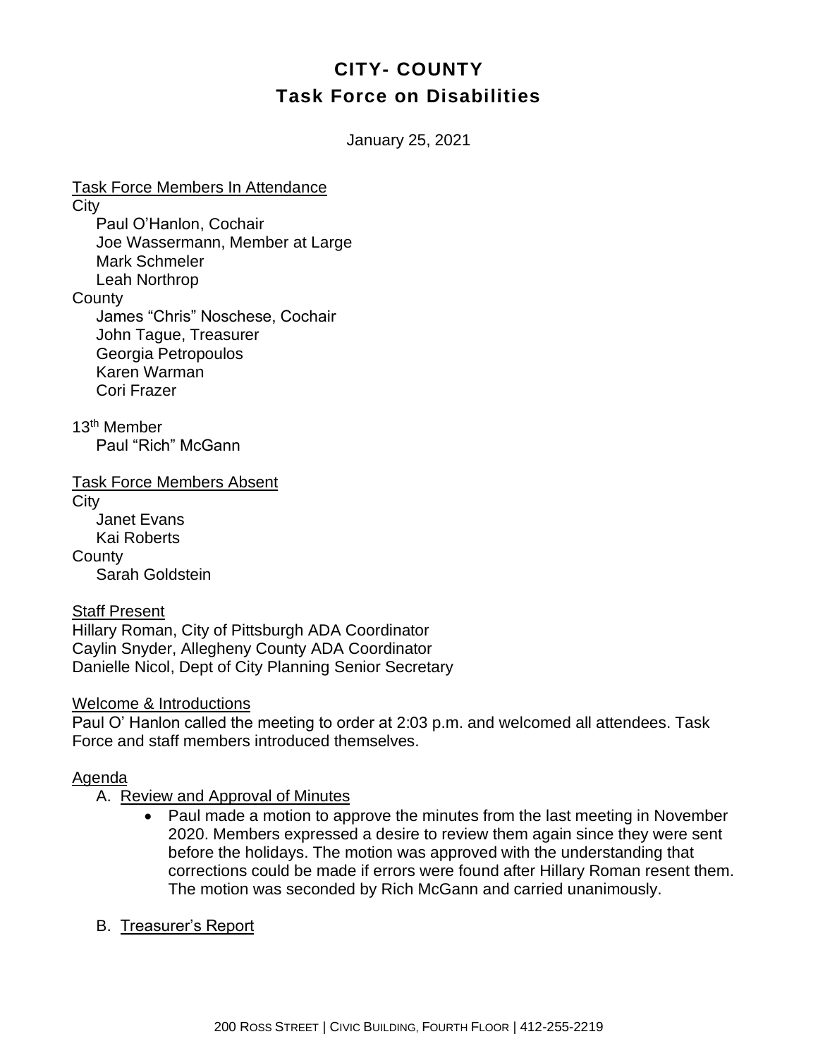# CITY- COUNTY
## Task Force on Disabilities

January 25, 2021

<u>Task Force Members In Attendance</u>

City
- Paul O'Hanlon, Cochair
- Joe Wassermann, Member at Large
- Mark Schmeler
- Leah Northrop

County
- James "Chris" Noschese, Cochair
- John Tague, Treasurer
- Georgia Petropoulos
- Karen Warman
- Cori Frazer

13th Member
- Paul "Rich" McGann

<u>Task Force Members Absent</u>

City
- Janet Evans
- Kai Roberts

County
- Sarah Goldstein

<u>Staff Present</u>

Hillary Roman, City of Pittsburgh ADA Coordinator
Caylin Snyder, Allegheny County ADA Coordinator
Danielle Nicol, Dept of City Planning Senior Secretary

<u>Welcome & Introductions</u>

Paul O' Hanlon called the meeting to order at 2:03 p.m. and welcomed all attendees. Task Force and staff members introduced themselves.

<u>Agenda</u>

A. <u>Review and Approval of Minutes</u>
   - Paul made a motion to approve the minutes from the last meeting in November 2020. Members expressed a desire to review them again since they were sent before the holidays. The motion was approved with the understanding that corrections could be made if errors were found after Hillary Roman resent them. The motion was seconded by Rich McGann and carried unanimously.

B. <u>Treasurer's Report</u>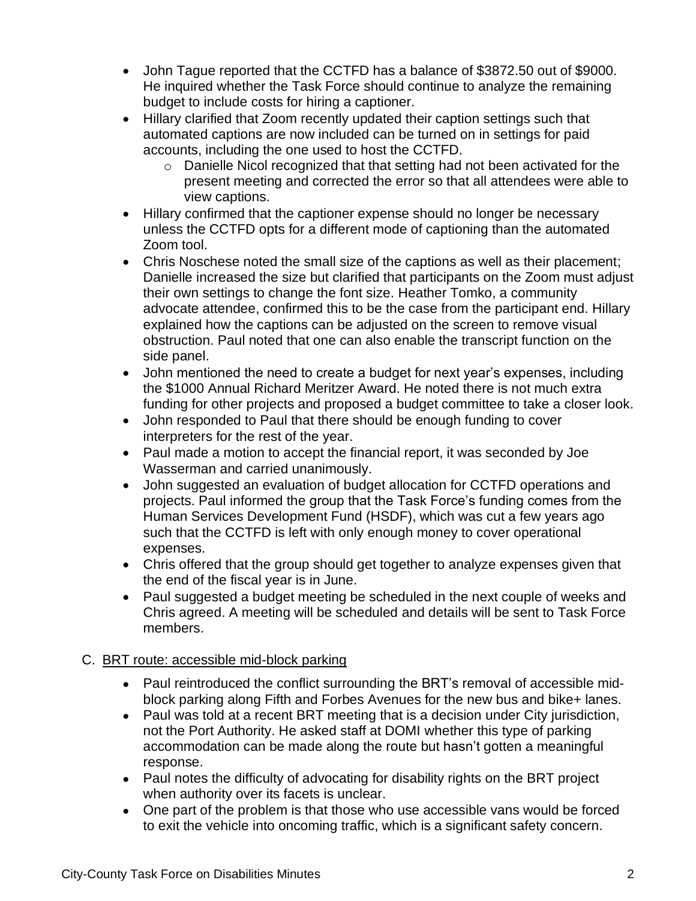- John Tague reported that the CCTFD has a balance of $3872.50 out of $9000. He inquired whether the Task Force should continue to analyze the remaining budget to include costs for hiring a captioner.
- Hillary clarified that Zoom recently updated their caption settings such that automated captions are now included can be turned on in settings for paid accounts, including the one used to host the CCTFD.
    - Danielle Nicol recognized that that setting had not been activated for the present meeting and corrected the error so that all attendees were able to view captions.
- Hillary confirmed that the captioner expense should no longer be necessary unless the CCTFD opts for a different mode of captioning than the automated Zoom tool.
- Chris Noschese noted the small size of the captions as well as their placement; Danielle increased the size but clarified that participants on the Zoom must adjust their own settings to change the font size. Heather Tomko, a community advocate attendee, confirmed this to be the case from the participant end. Hillary explained how the captions can be adjusted on the screen to remove visual obstruction. Paul noted that one can also enable the transcript function on the side panel.
- John mentioned the need to create a budget for next year's expenses, including the $1000 Annual Richard Meritzer Award. He noted there is not much extra funding for other projects and proposed a budget committee to take a closer look.
- John responded to Paul that there should be enough funding to cover interpreters for the rest of the year.
- Paul made a motion to accept the financial report, it was seconded by Joe Wasserman and carried unanimously.
- John suggested an evaluation of budget allocation for CCTFD operations and projects. Paul informed the group that the Task Force's funding comes from the Human Services Development Fund (HSDF), which was cut a few years ago such that the CCTFD is left with only enough money to cover operational expenses.
- Chris offered that the group should get together to analyze expenses given that the end of the fiscal year is in June.
- Paul suggested a budget meeting be scheduled in the next couple of weeks and Chris agreed. A meeting will be scheduled and details will be sent to Task Force members.

C. BRT route: accessible mid-block parking

- Paul reintroduced the conflict surrounding the BRT's removal of accessible mid-block parking along Fifth and Forbes Avenues for the new bus and bike+ lanes.
- Paul was told at a recent BRT meeting that is a decision under City jurisdiction, not the Port Authority. He asked staff at DOMI whether this type of parking accommodation can be made along the route but hasn't gotten a meaningful response.
- Paul notes the difficulty of advocating for disability rights on the BRT project when authority over its facets is unclear.
- One part of the problem is that those who use accessible vans would be forced to exit the vehicle into oncoming traffic, which is a significant safety concern.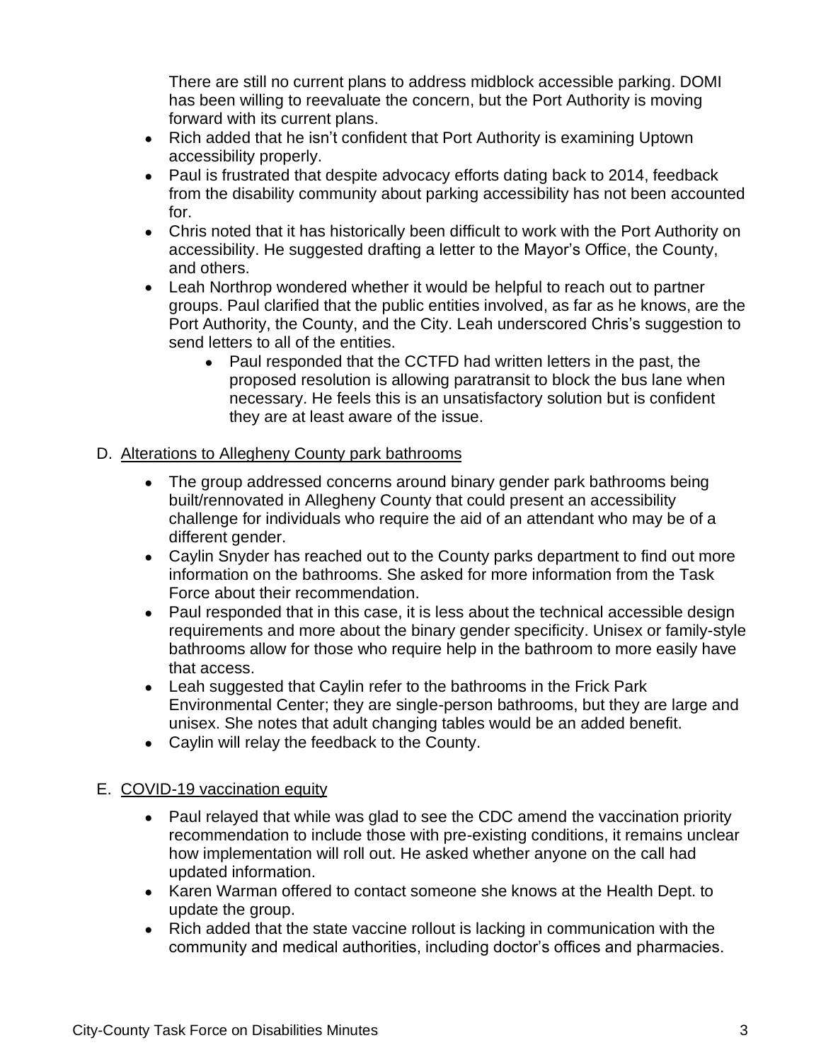There are still no current plans to address midblock accessible parking. DOMI has been willing to reevaluate the concern, but the Port Authority is moving forward with its current plans.

- Rich added that he isn't confident that Port Authority is examining Uptown accessibility properly.
- Paul is frustrated that despite advocacy efforts dating back to 2014, feedback from the disability community about parking accessibility has not been accounted for.
- Chris noted that it has historically been difficult to work with the Port Authority on accessibility. He suggested drafting a letter to the Mayor's Office, the County, and others.
- Leah Northrop wondered whether it would be helpful to reach out to partner groups. Paul clarified that the public entities involved, as far as he knows, are the Port Authority, the County, and the City. Leah underscored Chris's suggestion to send letters to all of the entities.
    - Paul responded that the CCTFD had written letters in the past, the proposed resolution is allowing paratransit to block the bus lane when necessary. He feels this is an unsatisfactory solution but is confident they are at least aware of the issue.

D. <u>Alterations to Allegheny County park bathrooms</u>

- The group addressed concerns around binary gender park bathrooms being built/rennovated in Allegheny County that could present an accessibility challenge for individuals who require the aid of an attendant who may be of a different gender.
- Caylin Snyder has reached out to the County parks department to find out more information on the bathrooms. She asked for more information from the Task Force about their recommendation.
- Paul responded that in this case, it is less about the technical accessible design requirements and more about the binary gender specificity. Unisex or family-style bathrooms allow for those who require help in the bathroom to more easily have that access.
- Leah suggested that Caylin refer to the bathrooms in the Frick Park Environmental Center; they are single-person bathrooms, but they are large and unisex. She notes that adult changing tables would be an added benefit.
- Caylin will relay the feedback to the County.

E. <u>COVID-19 vaccination equity</u>

- Paul relayed that while was glad to see the CDC amend the vaccination priority recommendation to include those with pre-existing conditions, it remains unclear how implementation will roll out. He asked whether anyone on the call had updated information.
- Karen Warman offered to contact someone she knows at the Health Dept. to update the group.
- Rich added that the state vaccine rollout is lacking in communication with the community and medical authorities, including doctor's offices and pharmacies.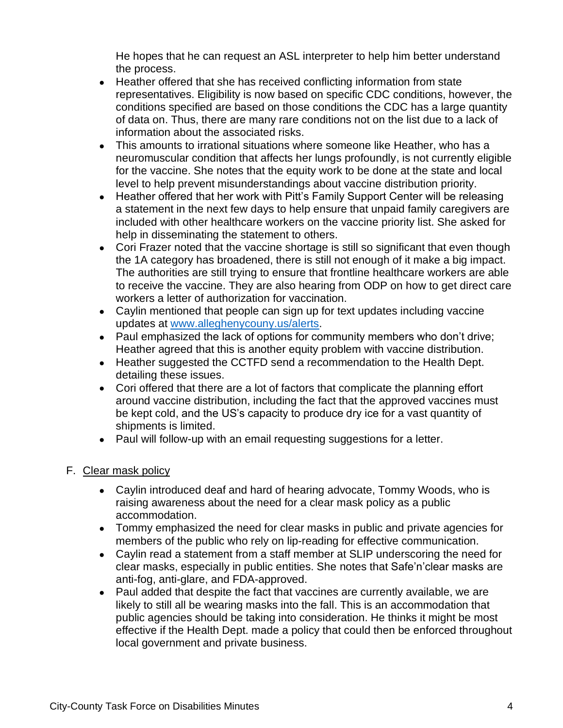He hopes that he can request an ASL interpreter to help him better understand the process.

- Heather offered that she has received conflicting information from state representatives. Eligibility is now based on specific CDC conditions, however, the conditions specified are based on those conditions the CDC has a large quantity of data on. Thus, there are many rare conditions not on the list due to a lack of information about the associated risks.
- This amounts to irrational situations where someone like Heather, who has a neuromuscular condition that affects her lungs profoundly, is not currently eligible for the vaccine. She notes that the equity work to be done at the state and local level to help prevent misunderstandings about vaccine distribution priority.
- Heather offered that her work with Pitt's Family Support Center will be releasing a statement in the next few days to help ensure that unpaid family caregivers are included with other healthcare workers on the vaccine priority list. She asked for help in disseminating the statement to others.
- Cori Frazer noted that the vaccine shortage is still so significant that even though the 1A category has broadened, there is still not enough of it make a big impact. The authorities are still trying to ensure that frontline healthcare workers are able to receive the vaccine. They are also hearing from ODP on how to get direct care workers a letter of authorization for vaccination.
- Caylin mentioned that people can sign up for text updates including vaccine updates at [www.alleghenycouny.us/alerts](www.alleghenycouny.us/alerts).
- Paul emphasized the lack of options for community members who don't drive; Heather agreed that this is another equity problem with vaccine distribution.
- Heather suggested the CCTFD send a recommendation to the Health Dept. detailing these issues.
- Cori offered that there are a lot of factors that complicate the planning effort around vaccine distribution, including the fact that the approved vaccines must be kept cold, and the US's capacity to produce dry ice for a vast quantity of shipments is limited.
- Paul will follow-up with an email requesting suggestions for a letter.

F. Clear mask policy

- Caylin introduced deaf and hard of hearing advocate, Tommy Woods, who is raising awareness about the need for a clear mask policy as a public accommodation.
- Tommy emphasized the need for clear masks in public and private agencies for members of the public who rely on lip-reading for effective communication.
- Caylin read a statement from a staff member at SLIP underscoring the need for clear masks, especially in public entities. She notes that Safe'n'clear masks are anti-fog, anti-glare, and FDA-approved.
- Paul added that despite the fact that vaccines are currently available, we are likely to still all be wearing masks into the fall. This is an accommodation that public agencies should be taking into consideration. He thinks it might be most effective if the Health Dept. made a policy that could then be enforced throughout local government and private business.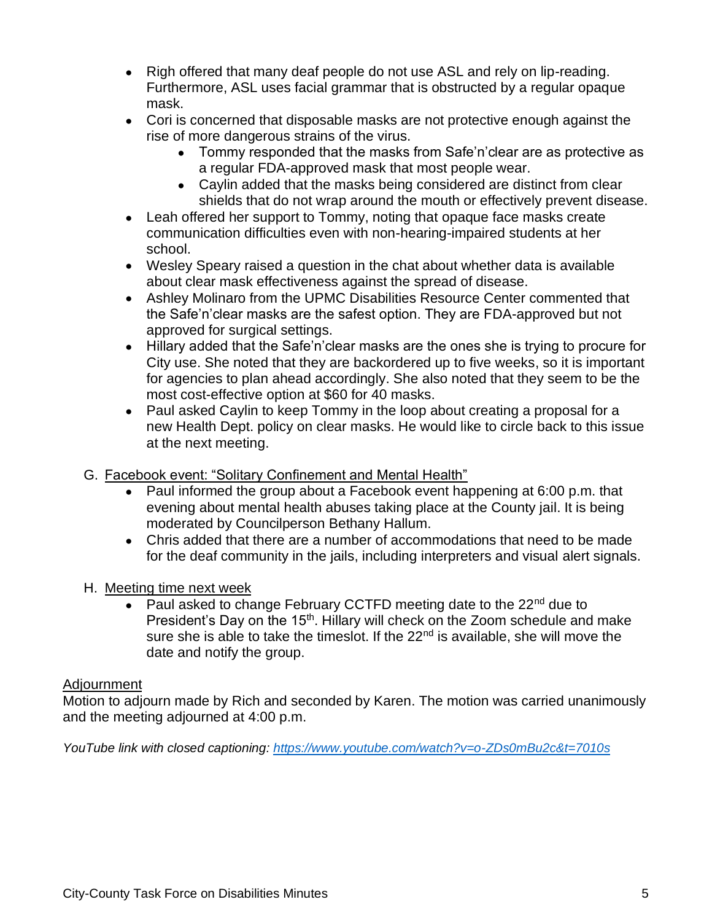- Righ offered that many deaf people do not use ASL and rely on lip-reading. Furthermore, ASL uses facial grammar that is obstructed by a regular opaque mask.
- Cori is concerned that disposable masks are not protective enough against the rise of more dangerous strains of the virus.
  - Tommy responded that the masks from Safe'n'clear are as protective as a regular FDA-approved mask that most people wear.
  - Caylin added that the masks being considered are distinct from clear shields that do not wrap around the mouth or effectively prevent disease.
- Leah offered her support to Tommy, noting that opaque face masks create communication difficulties even with non-hearing-impaired students at her school.
- Wesley Speary raised a question in the chat about whether data is available about clear mask effectiveness against the spread of disease.
- Ashley Molinaro from the UPMC Disabilities Resource Center commented that the Safe'n'clear masks are the safest option. They are FDA-approved but not approved for surgical settings.
- Hillary added that the Safe'n'clear masks are the ones she is trying to procure for City use. She noted that they are backordered up to five weeks, so it is important for agencies to plan ahead accordingly. She also noted that they seem to be the most cost-effective option at $60 for 40 masks.
- Paul asked Caylin to keep Tommy in the loop about creating a proposal for a new Health Dept. policy on clear masks. He would like to circle back to this issue at the next meeting.

G. Facebook event: "Solitary Confinement and Mental Health"

- Paul informed the group about a Facebook event happening at 6:00 p.m. that evening about mental health abuses taking place at the County jail. It is being moderated by Councilperson Bethany Hallum.
- Chris added that there are a number of accommodations that need to be made for the deaf community in the jails, including interpreters and visual alert signals.

H. Meeting time next week

- Paul asked to change February CCTFD meeting date to the 22nd due to President's Day on the 15th. Hillary will check on the Zoom schedule and make sure she is able to take the timeslot. If the 22nd is available, she will move the date and notify the group.

Adjournment

Motion to adjourn made by Rich and seconded by Karen. The motion was carried unanimously and the meeting adjourned at 4:00 p.m.

*YouTube link with closed captioning: https://www.youtube.com/watch?v=o-ZDs0mBu2c&t=7010s*